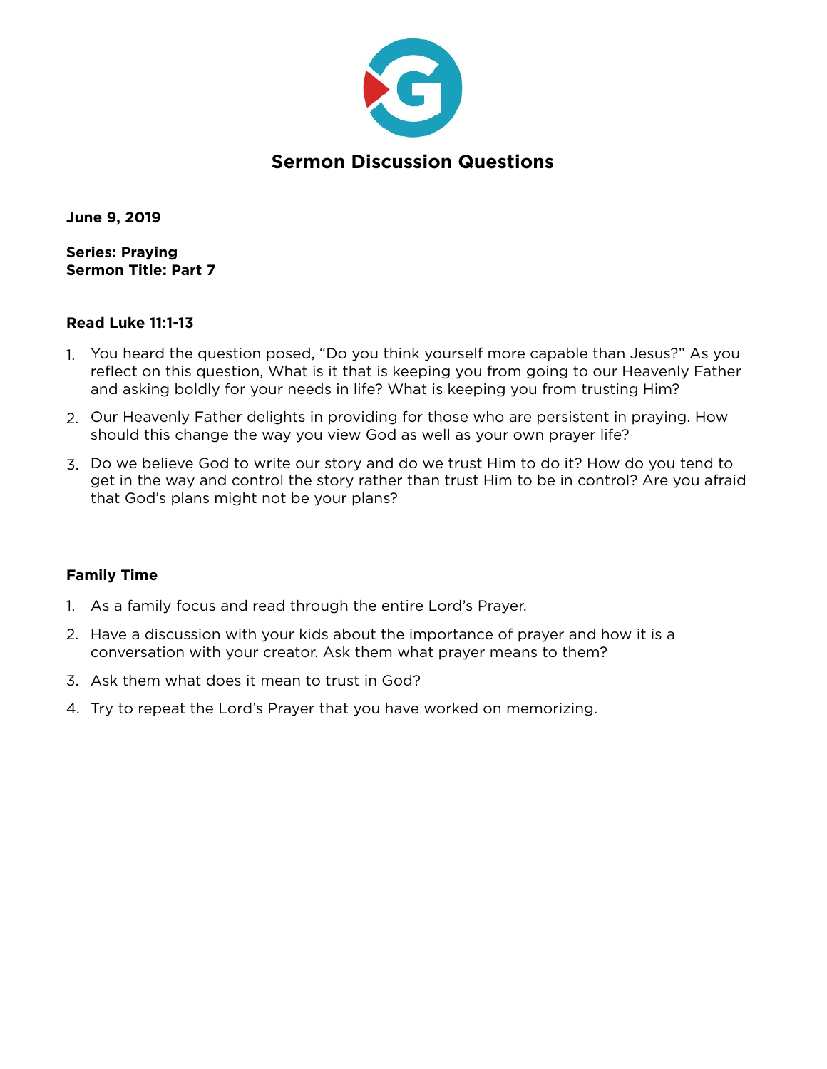# Sermon Discussion Questions

**June 9, 2019**

**Series: Praying**
**Sermon Title: Part 7**

**Read Luke 11:1-13**

1. You heard the question posed, "Do you think yourself more capable than Jesus?" As you reflect on this question, What is it that is keeping you from going to our Heavenly Father and asking boldly for your needs in life? What is keeping you from trusting Him?
2. Our Heavenly Father delights in providing for those who are persistent in praying. How should this change the way you view God as well as your own prayer life?
3. Do we believe God to write our story and do we trust Him to do it? How do you tend to get in the way and control the story rather than trust Him to be in control? Are you afraid that God's plans might not be your plans?

**Family Time**

1. As a family focus and read through the entire Lord's Prayer.
2. Have a discussion with your kids about the importance of prayer and how it is a conversation with your creator. Ask them what prayer means to them?
3. Ask them what does it mean to trust in God?
4. Try to repeat the Lord's Prayer that you have worked on memorizing.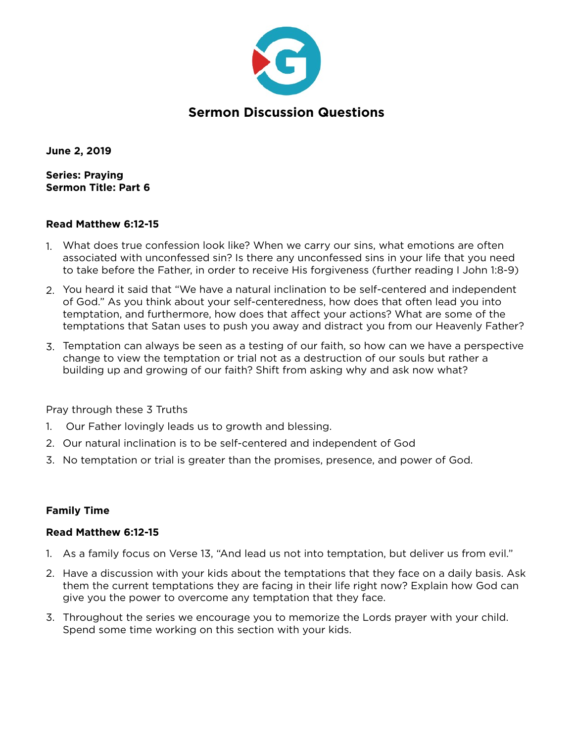# Sermon Discussion Questions

**June 2, 2019**

**Series: Praying**
**Sermon Title: Part 6**

**Read Matthew 6:12-15**

1. What does true confession look like? When we carry our sins, what emotions are often associated with unconfessed sin? Is there any unconfessed sins in your life that you need to take before the Father, in order to receive His forgiveness (further reading I John 1:8-9)
2. You heard it said that "We have a natural inclination to be self-centered and independent of God." As you think about your self-centeredness, how does that often lead you into temptation, and furthermore, how does that affect your actions? What are some of the temptations that Satan uses to push you away and distract you from our Heavenly Father?
3. Temptation can always be seen as a testing of our faith, so how can we have a perspective change to view the temptation or trial not as a destruction of our souls but rather a building up and growing of our faith? Shift from asking why and ask now what?

Pray through these 3 Truths

1. Our Father lovingly leads us to growth and blessing.
2. Our natural inclination is to be self-centered and independent of God
3. No temptation or trial is greater than the promises, presence, and power of God.

**Family Time**

**Read Matthew 6:12-15**

1. As a family focus on Verse 13, "And lead us not into temptation, but deliver us from evil."
2. Have a discussion with your kids about the temptations that they face on a daily basis. Ask them the current temptations they are facing in their life right now? Explain how God can give you the power to overcome any temptation that they face.
3. Throughout the series we encourage you to memorize the Lords prayer with your child. Spend some time working on this section with your kids.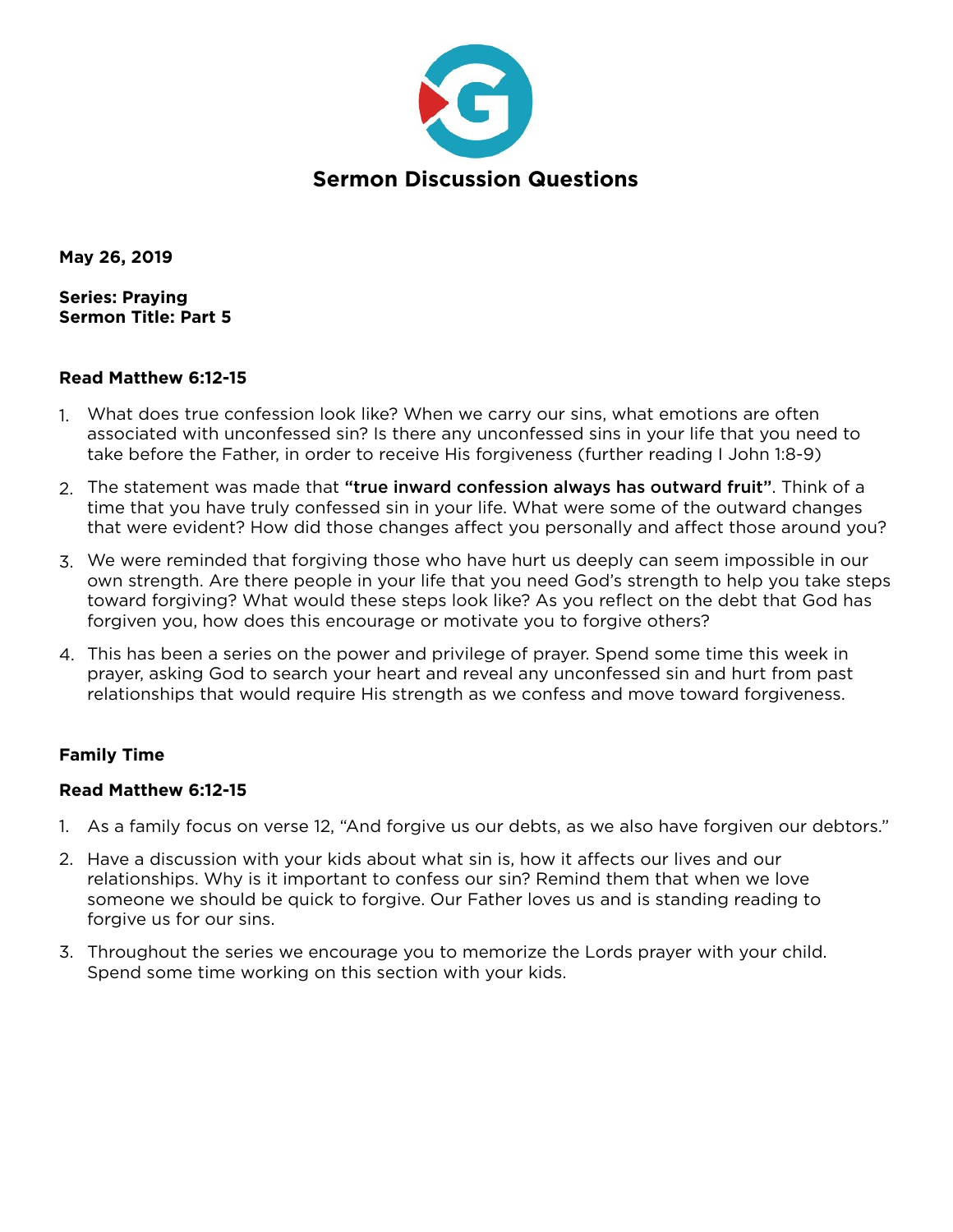# Sermon Discussion Questions

**May 26, 2019**

**Series: Praying**
**Sermon Title: Part 5**

**Read Matthew 6:12-15**

1. What does true confession look like? When we carry our sins, what emotions are often associated with unconfessed sin? Is there any unconfessed sins in your life that you need to take before the Father, in order to receive His forgiveness (further reading I John 1:8-9)
2. The statement was made that **"true inward confession always has outward fruit"**. Think of a time that you have truly confessed sin in your life. What were some of the outward changes that were evident? How did those changes affect you personally and affect those around you?
3. We were reminded that forgiving those who have hurt us deeply can seem impossible in our own strength. Are there people in your life that you need God's strength to help you take steps toward forgiving? What would these steps look like? As you reflect on the debt that God has forgiven you, how does this encourage or motivate you to forgive others?
4. This has been a series on the power and privilege of prayer. Spend some time this week in prayer, asking God to search your heart and reveal any unconfessed sin and hurt from past relationships that would require His strength as we confess and move toward forgiveness.

**Family Time**

**Read Matthew 6:12-15**

1. As a family focus on verse 12, "And forgive us our debts, as we also have forgiven our debtors."
2. Have a discussion with your kids about what sin is, how it affects our lives and our relationships. Why is it important to confess our sin? Remind them that when we love someone we should be quick to forgive. Our Father loves us and is standing reading to forgive us for our sins.
3. Throughout the series we encourage you to memorize the Lords prayer with your child. Spend some time working on this section with your kids.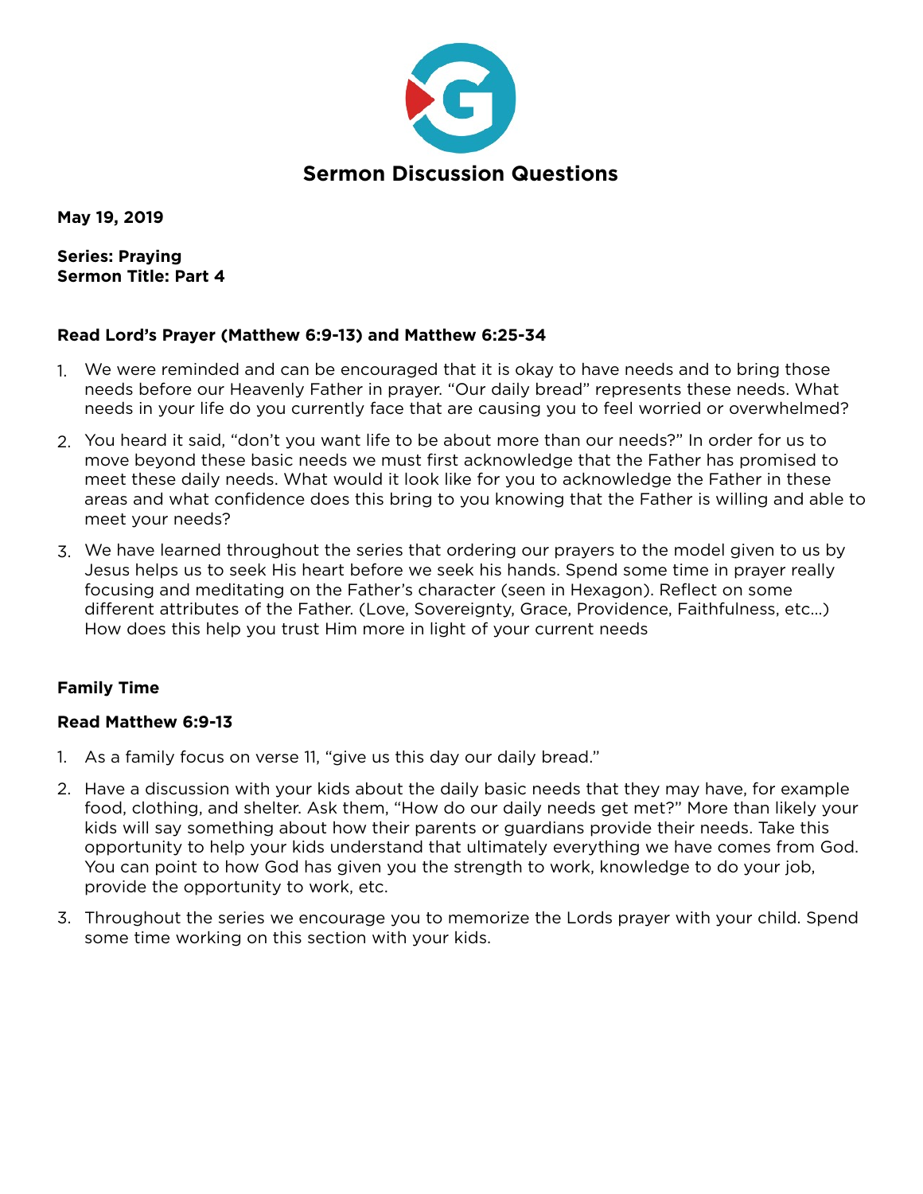# Sermon Discussion Questions

**May 19, 2019**

**Series: Praying**
**Sermon Title: Part 4**

**Read Lord's Prayer (Matthew 6:9-13) and Matthew 6:25-34**

1. We were reminded and can be encouraged that it is okay to have needs and to bring those needs before our Heavenly Father in prayer. "Our daily bread" represents these needs. What needs in your life do you currently face that are causing you to feel worried or overwhelmed?
2. You heard it said, "don't you want life to be about more than our needs?" In order for us to move beyond these basic needs we must first acknowledge that the Father has promised to meet these daily needs. What would it look like for you to acknowledge the Father in these areas and what confidence does this bring to you knowing that the Father is willing and able to meet your needs?
3. We have learned throughout the series that ordering our prayers to the model given to us by Jesus helps us to seek His heart before we seek his hands. Spend some time in prayer really focusing and meditating on the Father's character (seen in Hexagon). Reflect on some different attributes of the Father. (Love, Sovereignty, Grace, Providence, Faithfulness, etc...) How does this help you trust Him more in light of your current needs

**Family Time**

**Read Matthew 6:9-13**

1. As a family focus on verse 11, "give us this day our daily bread."
2. Have a discussion with your kids about the daily basic needs that they may have, for example food, clothing, and shelter. Ask them, "How do our daily needs get met?" More than likely your kids will say something about how their parents or guardians provide their needs. Take this opportunity to help your kids understand that ultimately everything we have comes from God. You can point to how God has given you the strength to work, knowledge to do your job, provide the opportunity to work, etc.
3. Throughout the series we encourage you to memorize the Lords prayer with your child. Spend some time working on this section with your kids.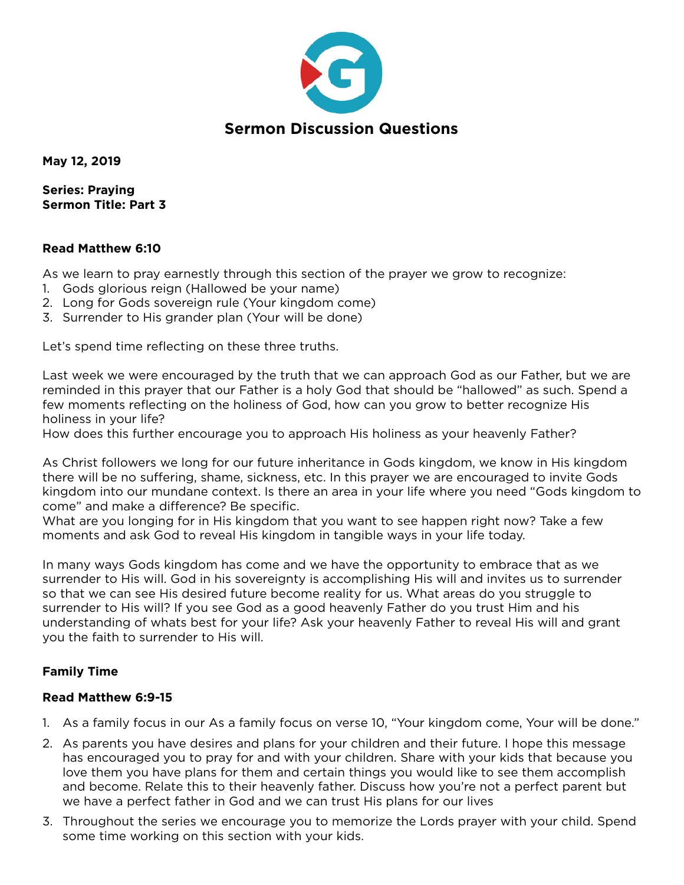# Sermon Discussion Questions

**May 12, 2019**

**Series: Praying**
**Sermon Title: Part 3**

**Read Matthew 6:10**

As we learn to pray earnestly through this section of the prayer we grow to recognize:

1. Gods glorious reign (Hallowed be your name)
2. Long for Gods sovereign rule (Your kingdom come)
3. Surrender to His grander plan (Your will be done)

Let's spend time reflecting on these three truths.

Last week we were encouraged by the truth that we can approach God as our Father, but we are reminded in this prayer that our Father is a holy God that should be "hallowed" as such. Spend a few moments reflecting on the holiness of God, how can you grow to better recognize His holiness in your life?
How does this further encourage you to approach His holiness as your heavenly Father?

As Christ followers we long for our future inheritance in Gods kingdom, we know in His kingdom there will be no suffering, shame, sickness, etc. In this prayer we are encouraged to invite Gods kingdom into our mundane context. Is there an area in your life where you need "Gods kingdom to come" and make a difference? Be specific.
What are you longing for in His kingdom that you want to see happen right now? Take a few moments and ask God to reveal His kingdom in tangible ways in your life today.

In many ways Gods kingdom has come and we have the opportunity to embrace that as we surrender to His will. God in his sovereignty is accomplishing His will and invites us to surrender so that we can see His desired future become reality for us. What areas do you struggle to surrender to His will? If you see God as a good heavenly Father do you trust Him and his understanding of whats best for your life? Ask your heavenly Father to reveal His will and grant you the faith to surrender to His will.

**Family Time**

**Read Matthew 6:9-15**

1. As a family focus in our As a family focus on verse 10, "Your kingdom come, Your will be done."
2. As parents you have desires and plans for your children and their future. I hope this message has encouraged you to pray for and with your children. Share with your kids that because you love them you have plans for them and certain things you would like to see them accomplish and become. Relate this to their heavenly father. Discuss how you're not a perfect parent but we have a perfect father in God and we can trust His plans for our lives
3. Throughout the series we encourage you to memorize the Lords prayer with your child. Spend some time working on this section with your kids.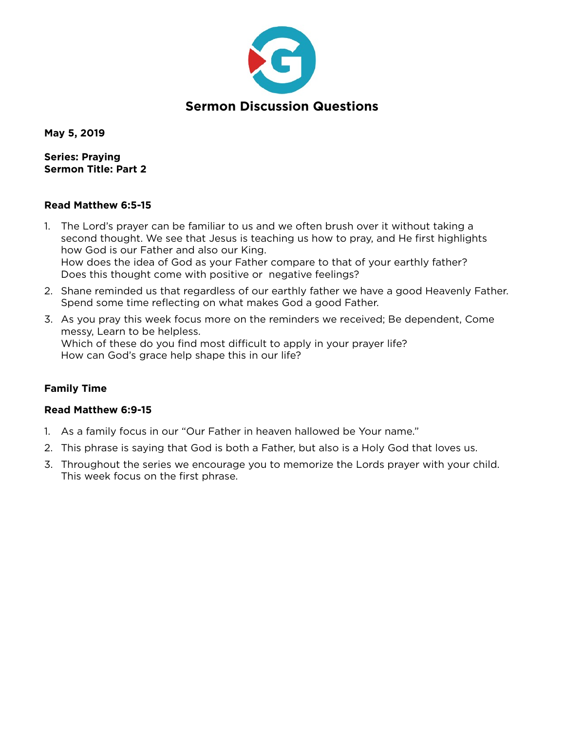# Sermon Discussion Questions

**May 5, 2019**

**Series: Praying**
**Sermon Title: Part 2**

**Read Matthew 6:5-15**

1. The Lord's prayer can be familiar to us and we often brush over it without taking a second thought. We see that Jesus is teaching us how to pray, and He first highlights how God is our Father and also our King.
   How does the idea of God as your Father compare to that of your earthly father? Does this thought come with positive or negative feelings?
2. Shane reminded us that regardless of our earthly father we have a good Heavenly Father. Spend some time reflecting on what makes God a good Father.
3. As you pray this week focus more on the reminders we received; Be dependent, Come messy, Learn to be helpless.
   Which of these do you find most difficult to apply in your prayer life?
   How can God's grace help shape this in our life?

**Family Time**

**Read Matthew 6:9-15**

1. As a family focus in our "Our Father in heaven hallowed be Your name."
2. This phrase is saying that God is both a Father, but also is a Holy God that loves us.
3. Throughout the series we encourage you to memorize the Lords prayer with your child. This week focus on the first phrase.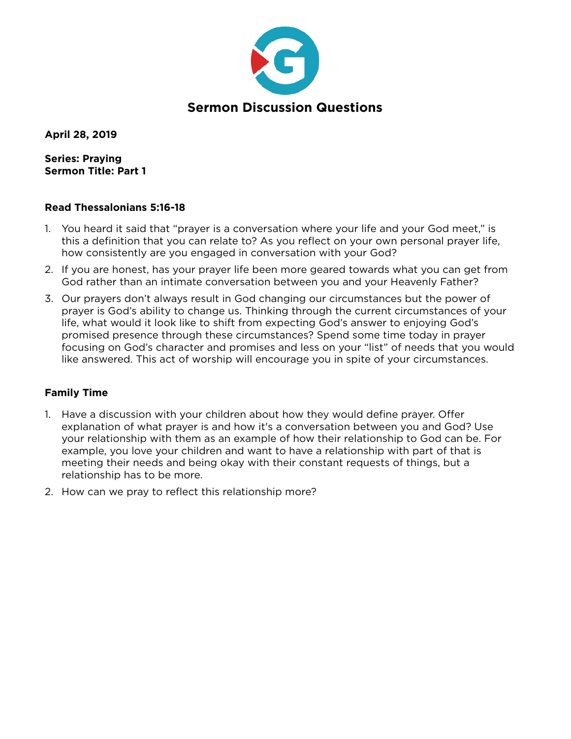# Sermon Discussion Questions

**April 28, 2019**

**Series: Praying**
**Sermon Title: Part 1**

**Read Thessalonians 5:16-18**

1. You heard it said that "prayer is a conversation where your life and your God meet," is this a definition that you can relate to? As you reflect on your own personal prayer life, how consistently are you engaged in conversation with your God?
2. If you are honest, has your prayer life been more geared towards what you can get from God rather than an intimate conversation between you and your Heavenly Father?
3. Our prayers don't always result in God changing our circumstances but the power of prayer is God's ability to change us. Thinking through the current circumstances of your life, what would it look like to shift from expecting God's answer to enjoying God's promised presence through these circumstances? Spend some time today in prayer focusing on God's character and promises and less on your "list" of needs that you would like answered. This act of worship will encourage you in spite of your circumstances.

**Family Time**

1. Have a discussion with your children about how they would define prayer. Offer explanation of what prayer is and how it's a conversation between you and God? Use your relationship with them as an example of how their relationship to God can be. For example, you love your children and want to have a relationship with part of that is meeting their needs and being okay with their constant requests of things, but a relationship has to be more.
2. How can we pray to reflect this relationship more?